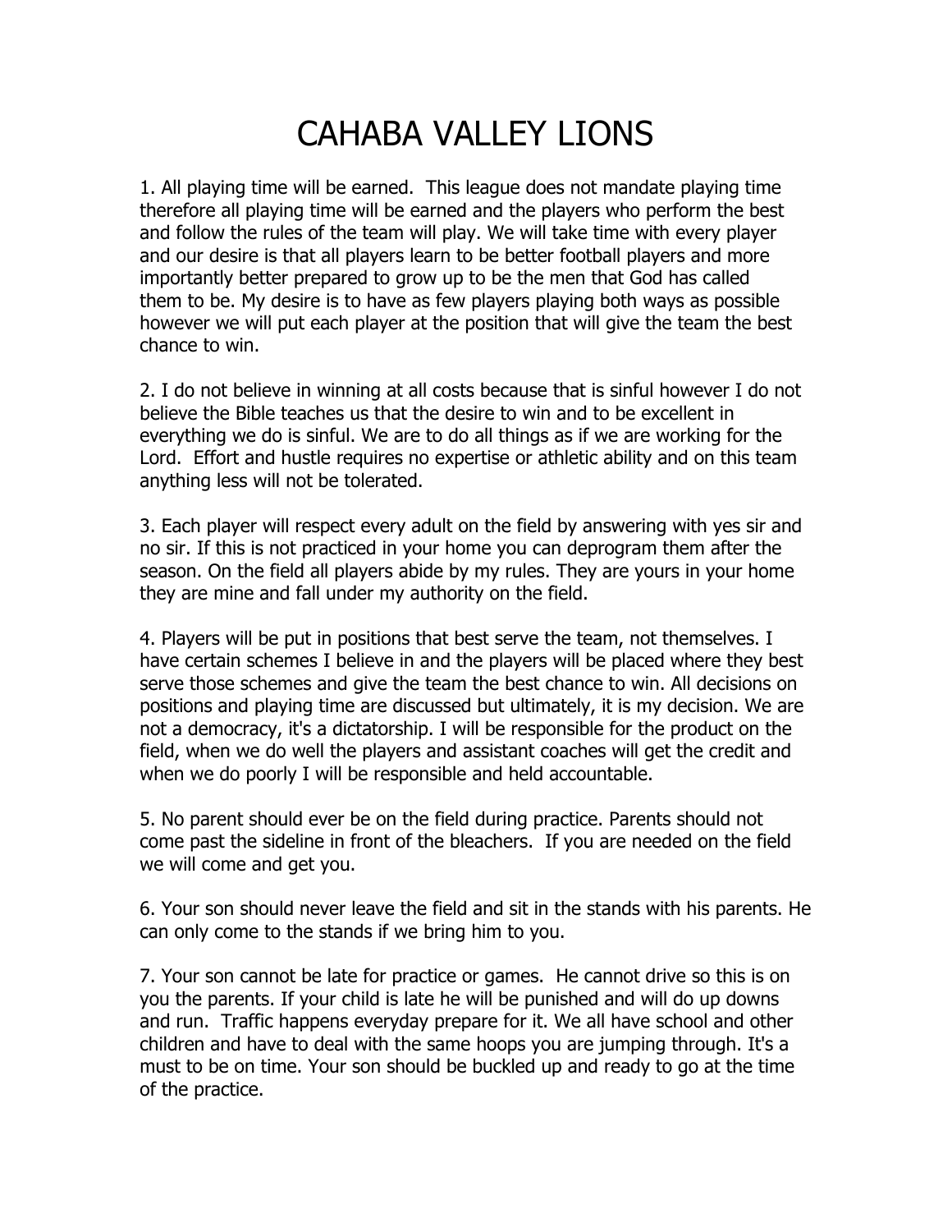# CAHABA VALLEY LIONS

1. All playing time will be earned. This league does not mandate playing time therefore all playing time will be earned and the players who perform the best and follow the rules of the team will play. We will take time with every player and our desire is that all players learn to be better football players and more importantly better prepared to grow up to be the men that God has called them to be. My desire is to have as few players playing both ways as possible however we will put each player at the position that will give the team the best chance to win.

2. I do not believe in winning at all costs because that is sinful however I do not believe the Bible teaches us that the desire to win and to be excellent in everything we do is sinful. We are to do all things as if we are working for the Lord. Effort and hustle requires no expertise or athletic ability and on this team anything less will not be tolerated.

3. Each player will respect every adult on the field by answering with yes sir and no sir. If this is not practiced in your home you can deprogram them after the season. On the field all players abide by my rules. They are yours in your home they are mine and fall under my authority on the field.

4. Players will be put in positions that best serve the team, not themselves. I have certain schemes I believe in and the players will be placed where they best serve those schemes and give the team the best chance to win. All decisions on positions and playing time are discussed but ultimately, it is my decision. We are not a democracy, it's a dictatorship. I will be responsible for the product on the field, when we do well the players and assistant coaches will get the credit and when we do poorly I will be responsible and held accountable.

5. No parent should ever be on the field during practice. Parents should not come past the sideline in front of the bleachers. If you are needed on the field we will come and get you.

6. Your son should never leave the field and sit in the stands with his parents. He can only come to the stands if we bring him to you.

7. Your son cannot be late for practice or games. He cannot drive so this is on you the parents. If your child is late he will be punished and will do up downs and run. Traffic happens everyday prepare for it. We all have school and other children and have to deal with the same hoops you are jumping through. It's a must to be on time. Your son should be buckled up and ready to go at the time of the practice.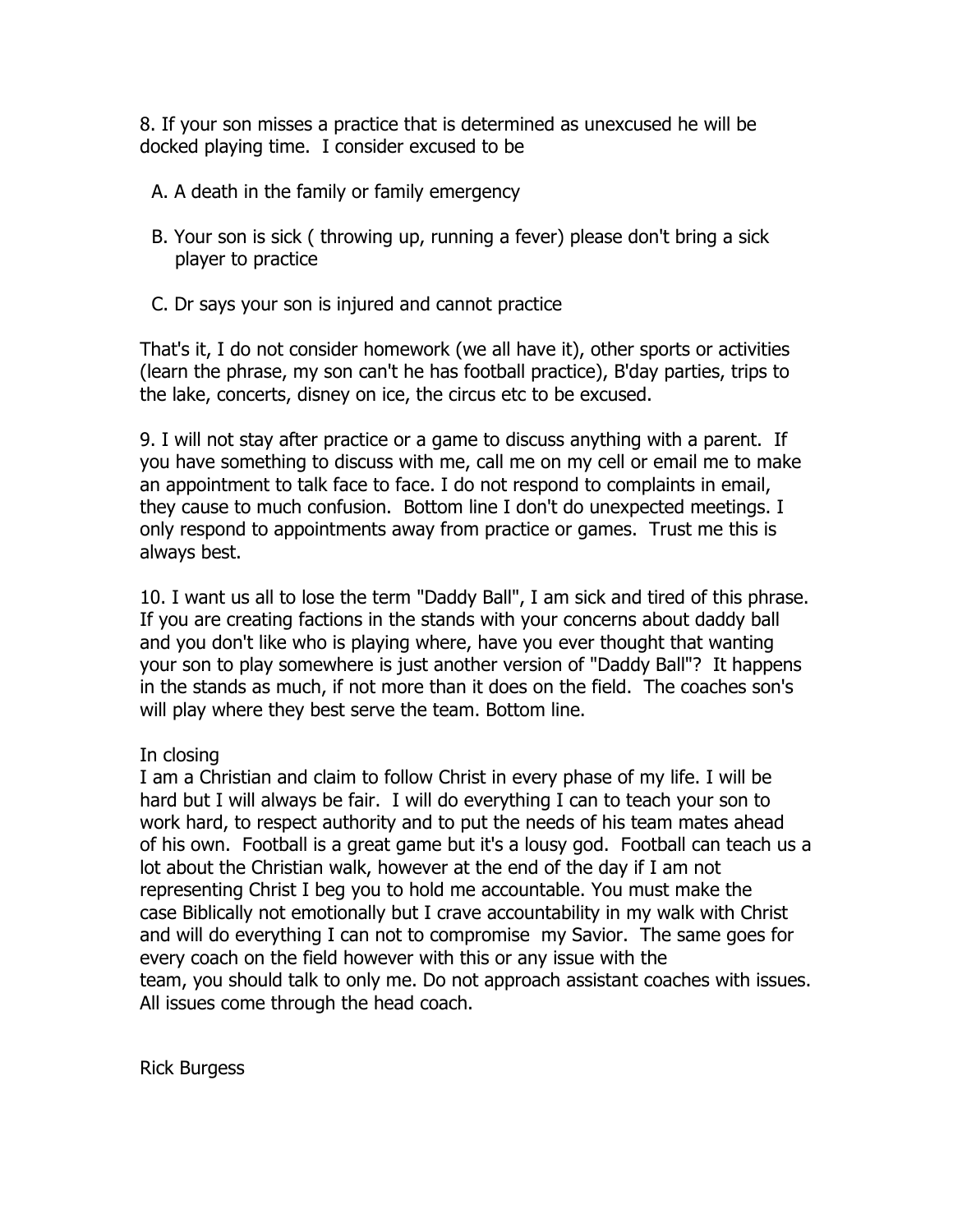8. If your son misses a practice that is determined as unexcused he will be docked playing time. I consider excused to be

A. A death in the family or family emergency

B. Your son is sick ( throwing up, running a fever) please don't bring a sick player to practice

C. Dr says your son is injured and cannot practice

That's it, I do not consider homework (we all have it), other sports or activities (learn the phrase, my son can't he has football practice), B'day parties, trips to the lake, concerts, disney on ice, the circus etc to be excused.

9. I will not stay after practice or a game to discuss anything with a parent. If you have something to discuss with me, call me on my cell or email me to make an appointment to talk face to face. I do not respond to complaints in email, they cause to much confusion. Bottom line I don't do unexpected meetings. I only respond to appointments away from practice or games. Trust me this is always best.

10. I want us all to lose the term "Daddy Ball", I am sick and tired of this phrase. If you are creating factions in the stands with your concerns about daddy ball and you don't like who is playing where, have you ever thought that wanting your son to play somewhere is just another version of "Daddy Ball"? It happens in the stands as much, if not more than it does on the field. The coaches son's will play where they best serve the team. Bottom line.

In closing

I am a Christian and claim to follow Christ in every phase of my life. I will be hard but I will always be fair. I will do everything I can to teach your son to work hard, to respect authority and to put the needs of his team mates ahead of his own. Football is a great game but it's a lousy god. Football can teach us a lot about the Christian walk, however at the end of the day if I am not representing Christ I beg you to hold me accountable. You must make the case Biblically not emotionally but I crave accountability in my walk with Christ and will do everything I can not to compromise my Savior. The same goes for every coach on the field however with this or any issue with the team, you should talk to only me. Do not approach assistant coaches with issues. All issues come through the head coach.

Rick Burgess